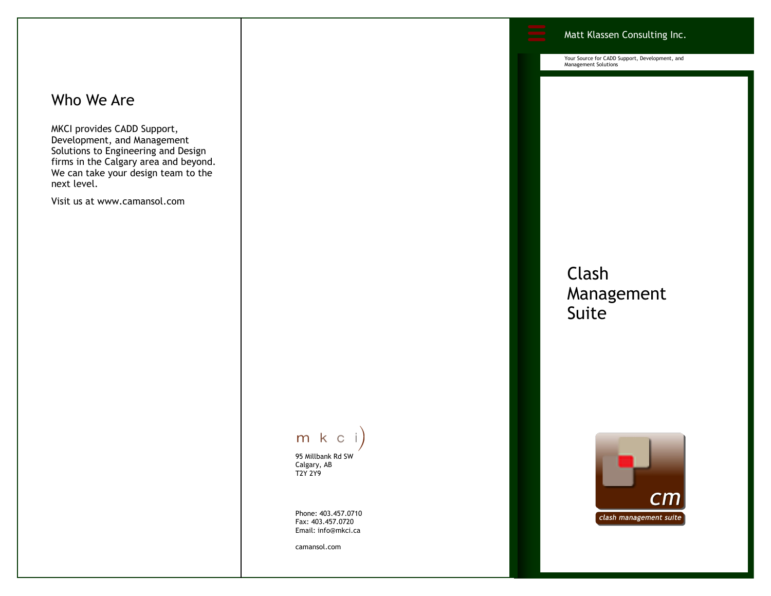## Who We Are

MKCI provides CADD Support, Development, and Management Solutions to Engineering and Design firms in the Calgary area and beyond. We can take your design team to the next level.

Visit us at www.camansol.com

m k c i

95 Millbank Rd SW
Calgary, AB
T2Y 2Y9

Phone: 403.457.0710
Fax: 403.457.0720
Email: info@mkci.ca

camansol.com

Matt Klassen Consulting Inc.

Your Source for CADD Support, Development, and Management Solutions

# Clash Management Suite

cm

clash management suite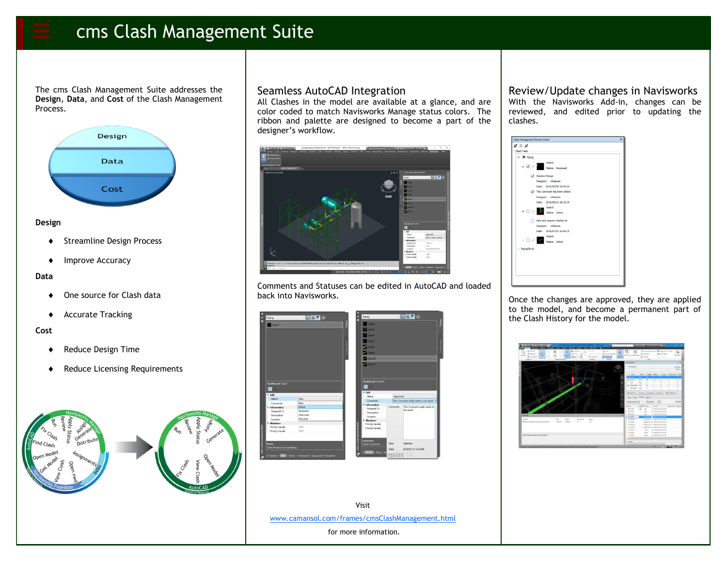# cms Clash Management Suite

The cms Clash Management Suite addresses the **Design**, **Data**, and **Cost** of the Clash Management Process.

Design

Data

Cost

**Design**

- Streamline Design Process
- Improve Accuracy

**Data**

- One source for Clash data
- Accurate Tracking

**Cost**

- Reduce Design Time
- Reduce Licensing Requirements

## Seamless AutoCAD Integration

All Clashes in the model are available at a glance, and are color coded to match Navisworks Manage status colors. The ribbon and palette are designed to become a part of the designer's workflow.

Comments and Statuses can be edited in AutoCAD and loaded back into Navisworks.

Visit

www.camansol.com/frames/cmsClashManagement.html

for more information.

## Review/Update changes in Navisworks

With the Navisworks Add-in, changes can be reviewed, and edited prior to updating the clashes.

Once the changes are approved, they are applied to the model, and become a permanent part of the Clash History for the model.